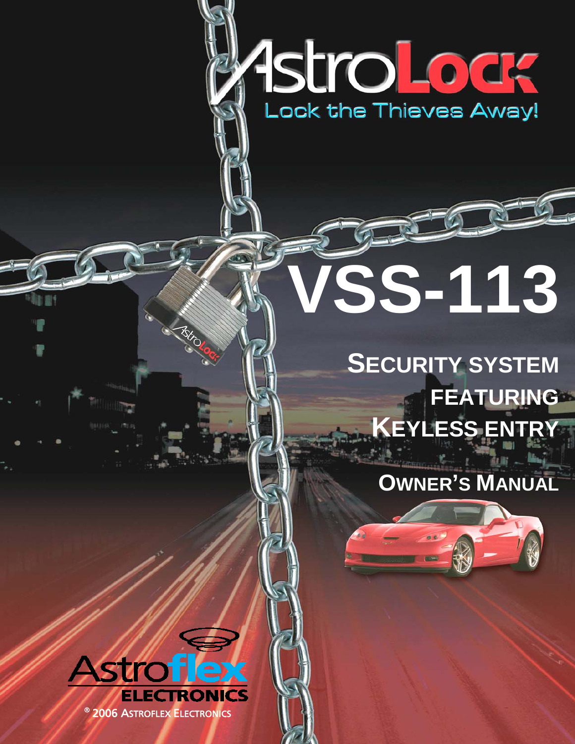# AstroLock

Lock the Thieves Away!

# VSS-113

## SECURITY SYSTEM FEATURING KEYLESS ENTRY

## OWNER'S MANUAL

Astroflex ELECTRONICS

® 2006 ASTROFLEX ELECTRONICS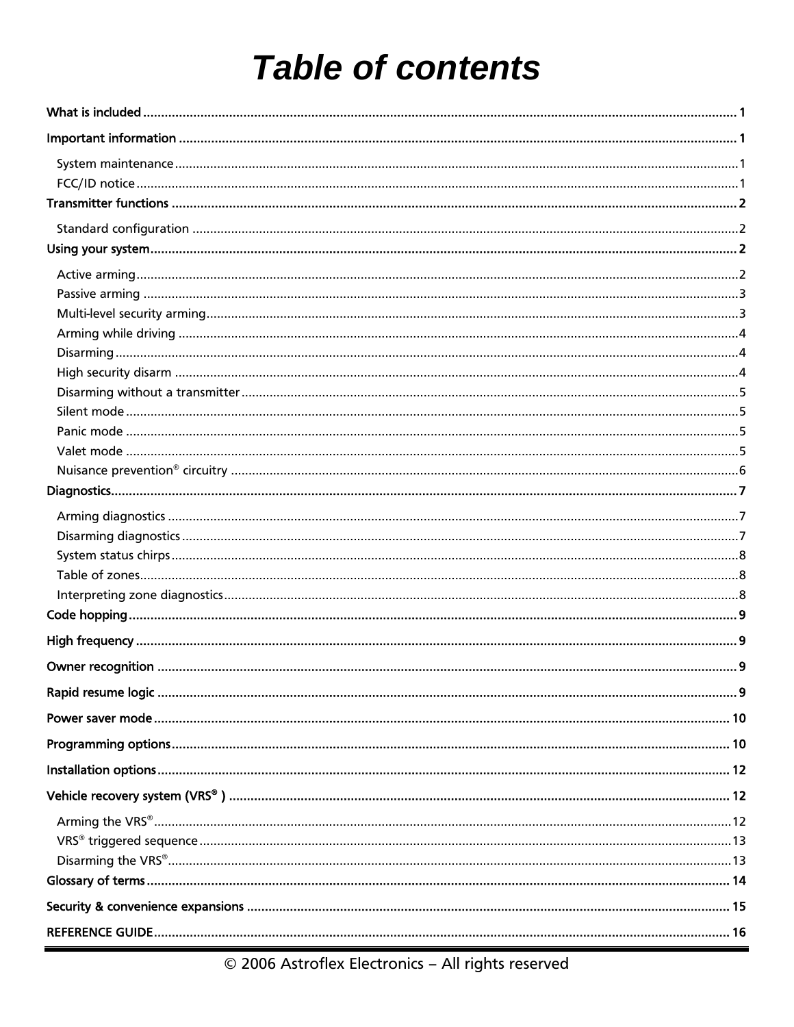# *Table of contents*

**What is included** ........ 1

**Important information** ........ 1

- System maintenance ........ 1
- FCC/ID notice ........ 1

**Transmitter functions** ........ 2

- Standard configuration ........ 2

**Using your system** ........ 2

- Active arming ........ 2
- Passive arming ........ 3
- Multi-level security arming ........ 3
- Arming while driving ........ 4
- Disarming ........ 4
- High security disarm ........ 4
- Disarming without a transmitter ........ 5
- Silent mode ........ 5
- Panic mode ........ 5
- Valet mode ........ 5
- Nuisance prevention® circuitry ........ 6

**Diagnostics** ........ 7

- Arming diagnostics ........ 7
- Disarming diagnostics ........ 7
- System status chirps ........ 8
- Table of zones ........ 8
- Interpreting zone diagnostics ........ 8

**Code hopping** ........ 9

**High frequency** ........ 9

**Owner recognition** ........ 9

**Rapid resume logic** ........ 9

**Power saver mode** ........ 10

**Programming options** ........ 10

**Installation options** ........ 12

**Vehicle recovery system (VRS® )** ........ 12

- Arming the VRS® ........ 12
- VRS® triggered sequence ........ 13
- Disarming the VRS® ........ 13

**Glossary of terms** ........ 14

**Security & convenience expansions** ........ 15

**REFERENCE GUIDE** ........ 16

© 2006 Astroflex Electronics – All rights reserved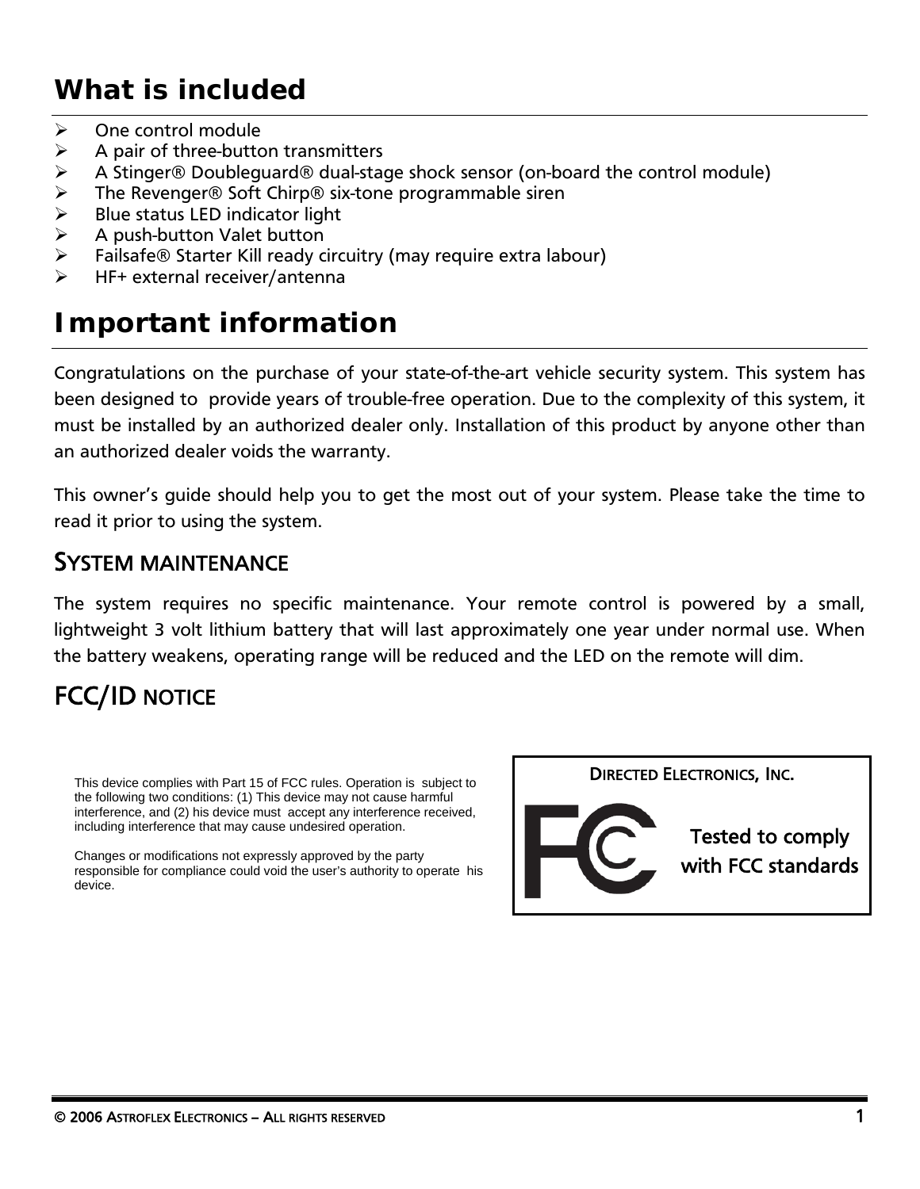# What is included

- One control module
- A pair of three-button transmitters
- A Stinger® Doubleguard® dual-stage shock sensor (on-board the control module)
- The Revenger® Soft Chirp® six-tone programmable siren
- Blue status LED indicator light
- A push-button Valet button
- Failsafe® Starter Kill ready circuitry (may require extra labour)
- HF+ external receiver/antenna

# Important information

Congratulations on the purchase of your state-of-the-art vehicle security system. This system has been designed to provide years of trouble-free operation. Due to the complexity of this system, it must be installed by an authorized dealer only. Installation of this product by anyone other than an authorized dealer voids the warranty.

This owner's guide should help you to get the most out of your system. Please take the time to read it prior to using the system.

## SYSTEM MAINTENANCE

The system requires no specific maintenance. Your remote control is powered by a small, lightweight 3 volt lithium battery that will last approximately one year under normal use. When the battery weakens, operating range will be reduced and the LED on the remote will dim.

## FCC/ID NOTICE

This device complies with Part 15 of FCC rules. Operation is subject to the following two conditions: (1) This device may not cause harmful interference, and (2) his device must accept any interference received, including interference that may cause undesired operation.

Changes or modifications not expressly approved by the party responsible for compliance could void the user's authority to operate his device.

DIRECTED ELECTRONICS, INC.

FC

Tested to comply with FCC standards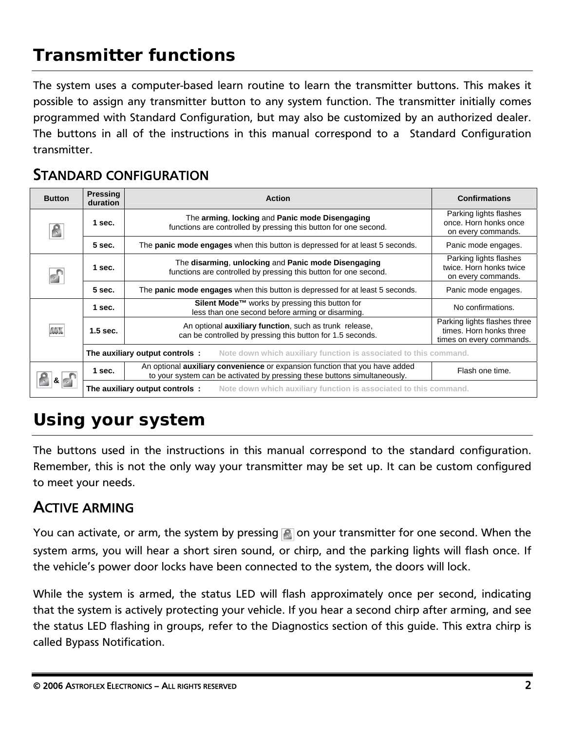# Transmitter functions

The system uses a computer-based learn routine to learn the transmitter buttons. This makes it possible to assign any transmitter button to any system function. The transmitter initially comes programmed with Standard Configuration, but may also be customized by an authorized dealer. The buttons in all of the instructions in this manual correspond to a Standard Configuration transmitter.

## STANDARD CONFIGURATION

| Button | Pressing duration | Action | Confirmations |
|---|---|---|---|
| (lock) | 1 sec. | The **arming**, **locking** and **Panic mode Disengaging** functions are controlled by pressing this button for one second. | Parking lights flashes once. Horn honks once on every commands. |
| | 5 sec. | The **panic mode engages** when this button is depressed for at least 5 seconds. | Panic mode engages. |
| (unlock) | 1 sec. | The **disarming**, **unlocking** and **Panic mode Disengaging** functions are controlled by pressing this button for one second. | Parking lights flashes twice. Horn honks twice on every commands. |
| | 5 sec. | The **panic mode engages** when this button is depressed for at least 5 seconds. | Panic mode engages. |
| (AUX) | 1 sec. | **Silent Mode™** works by pressing this button for less than one second before arming or disarming. | No confirmations. |
| | 1.5 sec. | An optional **auxiliary function**, such as trunk release, can be controlled by pressing this button for 1.5 seconds. | Parking lights flashes three times. Horn honks three times on every commands. |
| | **The auxiliary output controls :** | Note down which auxiliary function is associated to this command. | |
| (lock) & (unlock) | 1 sec. | An optional **auxiliary convenience** or expansion function that you have added to your system can be activated by pressing these buttons simultaneously. | Flash one time. |
| | **The auxiliary output controls :** | Note down which auxiliary function is associated to this command. | |

# Using your system

The buttons used in the instructions in this manual correspond to the standard configuration. Remember, this is not the only way your transmitter may be set up. It can be custom configured to meet your needs.

## ACTIVE ARMING

You can activate, or arm, the system by pressing (lock) on your transmitter for one second. When the system arms, you will hear a short siren sound, or chirp, and the parking lights will flash once. If the vehicle's power door locks have been connected to the system, the doors will lock.

While the system is armed, the status LED will flash approximately once per second, indicating that the system is actively protecting your vehicle. If you hear a second chirp after arming, and see the status LED flashing in groups, refer to the Diagnostics section of this guide. This extra chirp is called Bypass Notification.

© 2006 ASTROFLEX ELECTRONICS – ALL RIGHTS RESERVED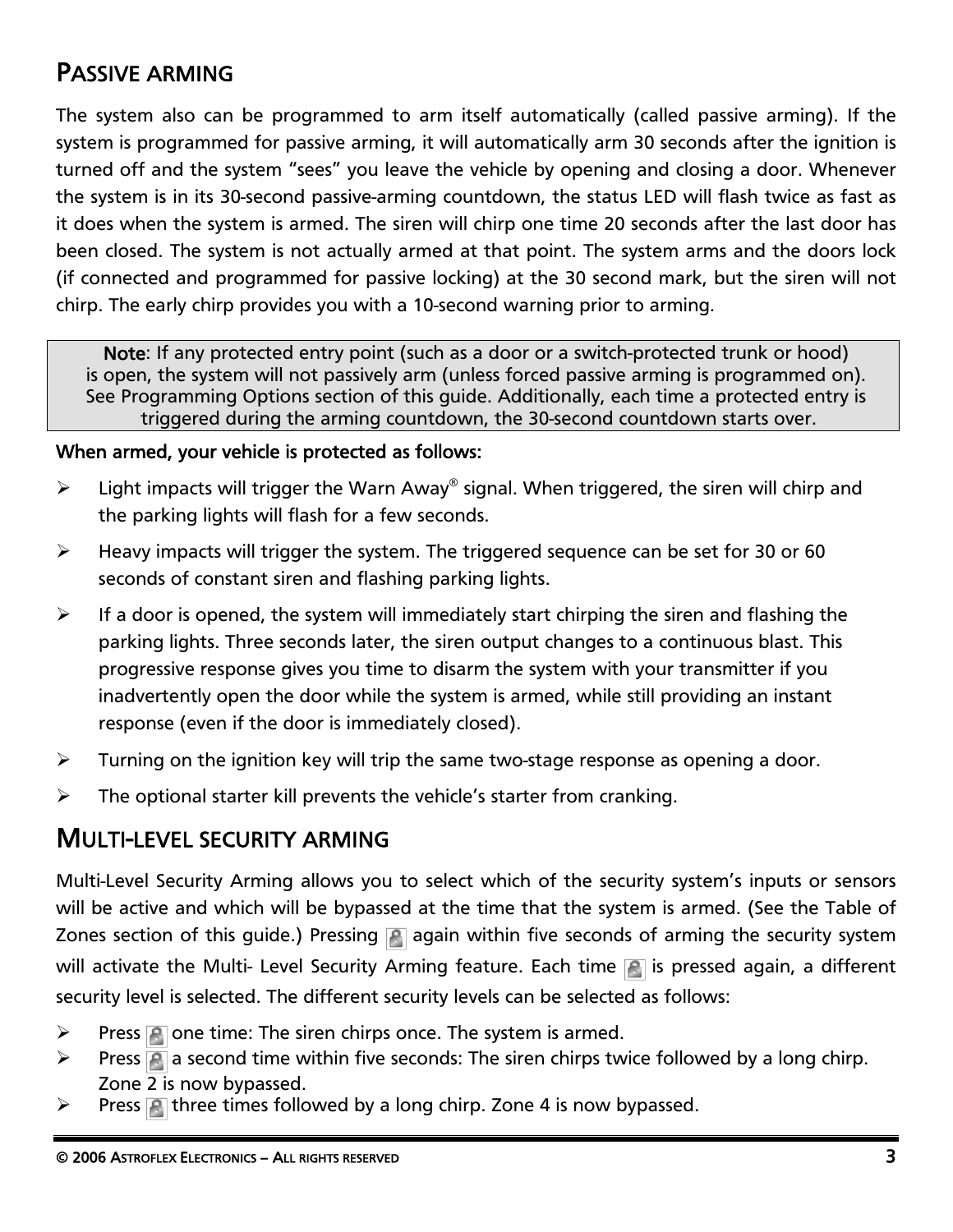## PASSIVE ARMING

The system also can be programmed to arm itself automatically (called passive arming). If the system is programmed for passive arming, it will automatically arm 30 seconds after the ignition is turned off and the system "sees" you leave the vehicle by opening and closing a door. Whenever the system is in its 30-second passive-arming countdown, the status LED will flash twice as fast as it does when the system is armed. The siren will chirp one time 20 seconds after the last door has been closed. The system is not actually armed at that point. The system arms and the doors lock (if connected and programmed for passive locking) at the 30 second mark, but the siren will not chirp. The early chirp provides you with a 10-second warning prior to arming.

> **Note**: If any protected entry point (such as a door or a switch-protected trunk or hood) is open, the system will not passively arm (unless forced passive arming is programmed on). See Programming Options section of this guide. Additionally, each time a protected entry is triggered during the arming countdown, the 30-second countdown starts over.

**When armed, your vehicle is protected as follows:**

- Light impacts will trigger the Warn Away® signal. When triggered, the siren will chirp and the parking lights will flash for a few seconds.
- Heavy impacts will trigger the system. The triggered sequence can be set for 30 or 60 seconds of constant siren and flashing parking lights.
- If a door is opened, the system will immediately start chirping the siren and flashing the parking lights. Three seconds later, the siren output changes to a continuous blast. This progressive response gives you time to disarm the system with your transmitter if you inadvertently open the door while the system is armed, while still providing an instant response (even if the door is immediately closed).
- Turning on the ignition key will trip the same two-stage response as opening a door.
- The optional starter kill prevents the vehicle's starter from cranking.

## MULTI-LEVEL SECURITY ARMING

Multi-Level Security Arming allows you to select which of the security system's inputs or sensors will be active and which will be bypassed at the time that the system is armed. (See the Table of Zones section of this guide.) Pressing again within five seconds of arming the security system will activate the Multi- Level Security Arming feature. Each time is pressed again, a different security level is selected. The different security levels can be selected as follows:

- Press one time: The siren chirps once. The system is armed.
- Press a second time within five seconds: The siren chirps twice followed by a long chirp. Zone 2 is now bypassed.
- Press three times followed by a long chirp. Zone 4 is now bypassed.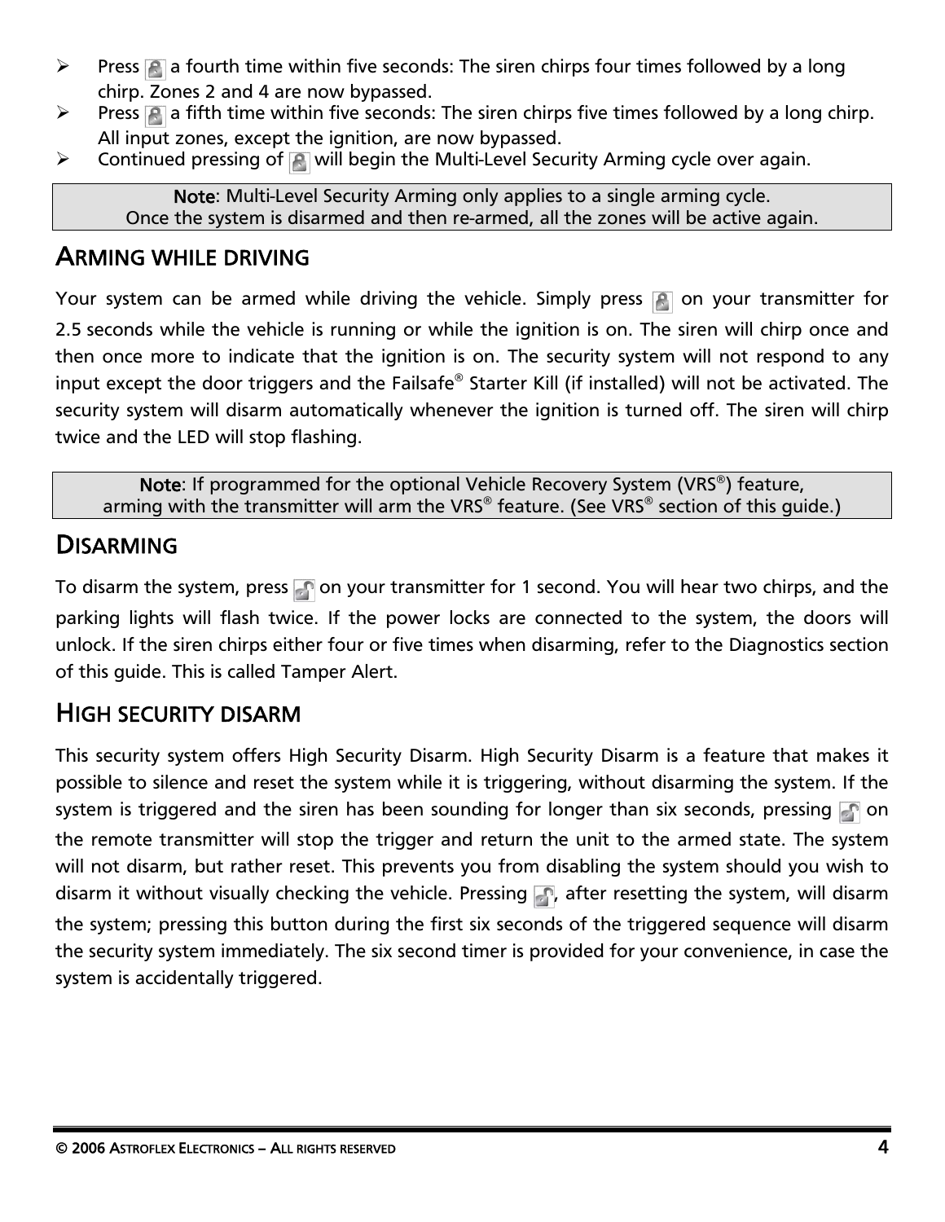- Press a fourth time within five seconds: The siren chirps four times followed by a long chirp. Zones 2 and 4 are now bypassed.
- Press a fifth time within five seconds: The siren chirps five times followed by a long chirp. All input zones, except the ignition, are now bypassed.
- Continued pressing of will begin the Multi-Level Security Arming cycle over again.

**Note**: Multi-Level Security Arming only applies to a single arming cycle.
Once the system is disarmed and then re-armed, all the zones will be active again.

## ARMING WHILE DRIVING

Your system can be armed while driving the vehicle. Simply press on your transmitter for 2.5 seconds while the vehicle is running or while the ignition is on. The siren will chirp once and then once more to indicate that the ignition is on. The security system will not respond to any input except the door triggers and the Failsafe® Starter Kill (if installed) will not be activated. The security system will disarm automatically whenever the ignition is turned off. The siren will chirp twice and the LED will stop flashing.

**Note**: If programmed for the optional Vehicle Recovery System (VRS®) feature, arming with the transmitter will arm the VRS® feature. (See VRS® section of this guide.)

## DISARMING

To disarm the system, press on your transmitter for 1 second. You will hear two chirps, and the parking lights will flash twice. If the power locks are connected to the system, the doors will unlock. If the siren chirps either four or five times when disarming, refer to the Diagnostics section of this guide. This is called Tamper Alert.

## HIGH SECURITY DISARM

This security system offers High Security Disarm. High Security Disarm is a feature that makes it possible to silence and reset the system while it is triggering, without disarming the system. If the system is triggered and the siren has been sounding for longer than six seconds, pressing on the remote transmitter will stop the trigger and return the unit to the armed state. The system will not disarm, but rather reset. This prevents you from disabling the system should you wish to disarm it without visually checking the vehicle. Pressing , after resetting the system, will disarm the system; pressing this button during the first six seconds of the triggered sequence will disarm the security system immediately. The six second timer is provided for your convenience, in case the system is accidentally triggered.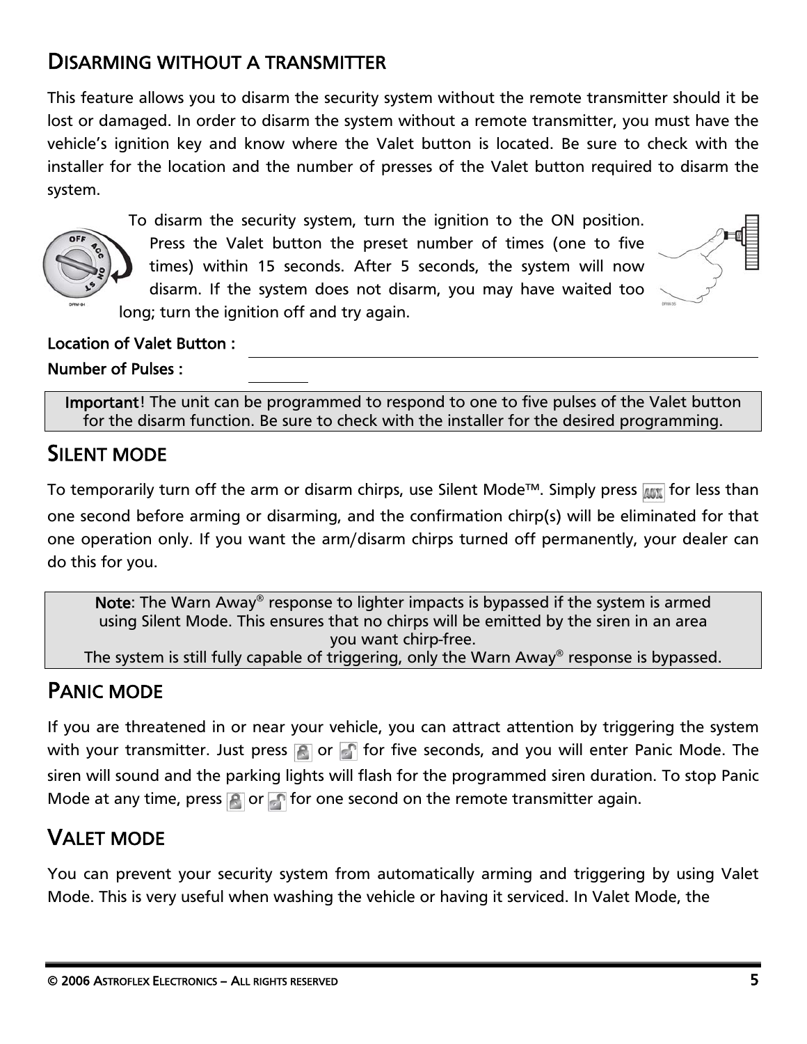## DISARMING WITHOUT A TRANSMITTER

This feature allows you to disarm the security system without the remote transmitter should it be lost or damaged. In order to disarm the system without a remote transmitter, you must have the vehicle's ignition key and know where the Valet button is located. Be sure to check with the installer for the location and the number of presses of the Valet button required to disarm the system.

To disarm the security system, turn the ignition to the ON position. Press the Valet button the preset number of times (one to five times) within 15 seconds. After 5 seconds, the system will now disarm. If the system does not disarm, you may have waited too long; turn the ignition off and try again.

**Location of Valet Button :** ______________________________

**Number of Pulses :** ______

> **Important!** The unit can be programmed to respond to one to five pulses of the Valet button for the disarm function. Be sure to check with the installer for the desired programming.

## SILENT MODE

To temporarily turn off the arm or disarm chirps, use Silent Mode™. Simply press [AUX] for less than one second before arming or disarming, and the confirmation chirp(s) will be eliminated for that one operation only. If you want the arm/disarm chirps turned off permanently, your dealer can do this for you.

> **Note**: The Warn Away® response to lighter impacts is bypassed if the system is armed using Silent Mode. This ensures that no chirps will be emitted by the siren in an area you want chirp-free.
> The system is still fully capable of triggering, only the Warn Away® response is bypassed.

## PANIC MODE

If you are threatened in or near your vehicle, you can attract attention by triggering the system with your transmitter. Just press [lock] or [unlock] for five seconds, and you will enter Panic Mode. The siren will sound and the parking lights will flash for the programmed siren duration. To stop Panic Mode at any time, press [lock] or [unlock] for one second on the remote transmitter again.

## VALET MODE

You can prevent your security system from automatically arming and triggering by using Valet Mode. This is very useful when washing the vehicle or having it serviced. In Valet Mode, the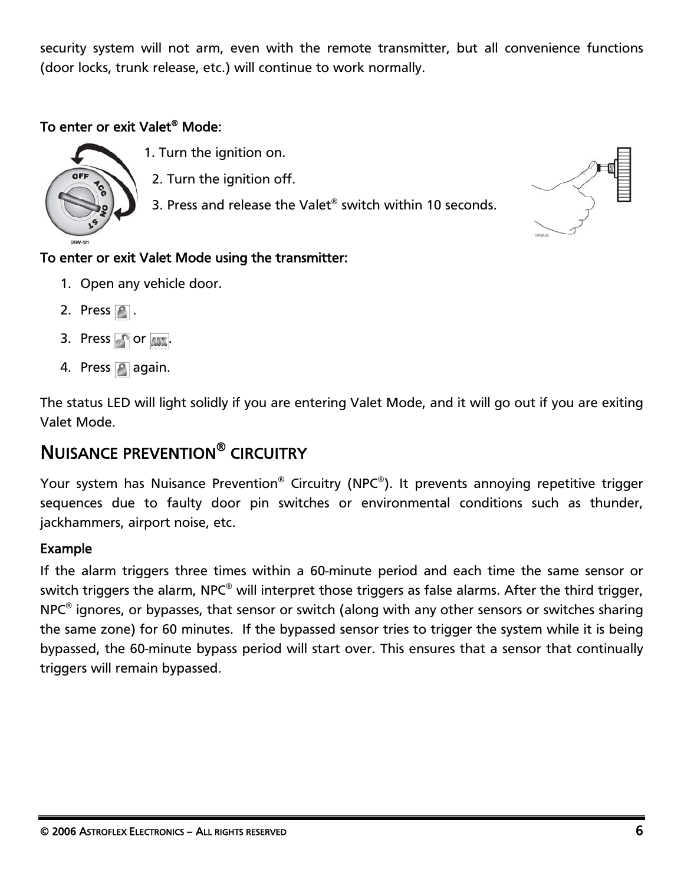security system will not arm, even with the remote transmitter, but all convenience functions (door locks, trunk release, etc.) will continue to work normally.

**To enter or exit Valet® Mode:**

1. Turn the ignition on.
2. Turn the ignition off.
3. Press and release the Valet® switch within 10 seconds.

**To enter or exit Valet Mode using the transmitter:**

1. Open any vehicle door.
2. Press .
3. Press  or .
4. Press  again.

The status LED will light solidly if you are entering Valet Mode, and it will go out if you are exiting Valet Mode.

## NUISANCE PREVENTION® CIRCUITRY

Your system has Nuisance Prevention® Circuitry (NPC®). It prevents annoying repetitive trigger sequences due to faulty door pin switches or environmental conditions such as thunder, jackhammers, airport noise, etc.

**Example**

If the alarm triggers three times within a 60-minute period and each time the same sensor or switch triggers the alarm, NPC® will interpret those triggers as false alarms. After the third trigger, NPC® ignores, or bypasses, that sensor or switch (along with any other sensors or switches sharing the same zone) for 60 minutes. If the bypassed sensor tries to trigger the system while it is being bypassed, the 60-minute bypass period will start over. This ensures that a sensor that continually triggers will remain bypassed.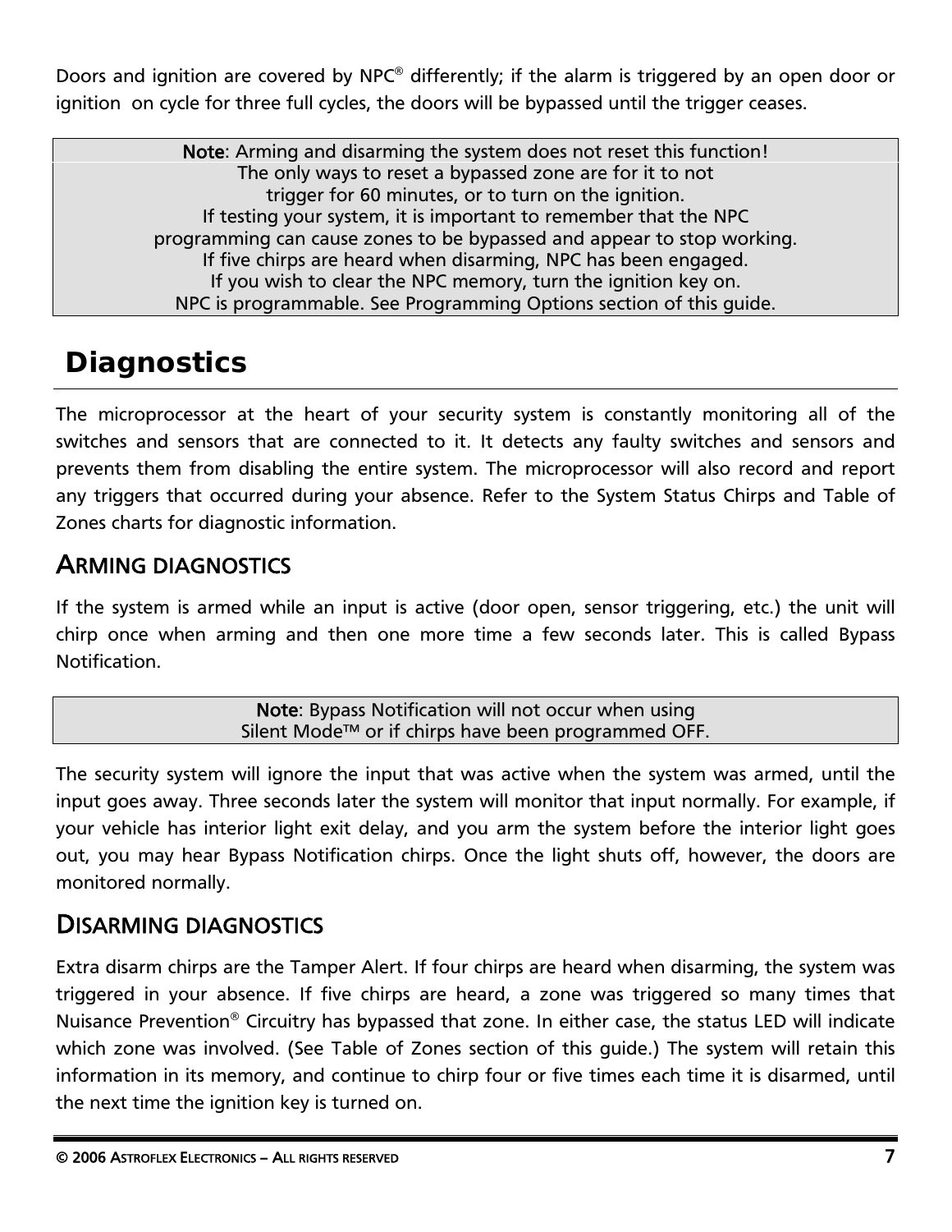Doors and ignition are covered by NPC® differently; if the alarm is triggered by an open door or ignition on cycle for three full cycles, the doors will be bypassed until the trigger ceases.

| **Note**: Arming and disarming the system does not reset this function! The only ways to reset a bypassed zone are for it to not trigger for 60 minutes, or to turn on the ignition. If testing your system, it is important to remember that the NPC programming can cause zones to be bypassed and appear to stop working. If five chirps are heard when disarming, NPC has been engaged. If you wish to clear the NPC memory, turn the ignition key on. NPC is programmable. See Programming Options section of this guide. |
|---|

# Diagnostics

The microprocessor at the heart of your security system is constantly monitoring all of the switches and sensors that are connected to it. It detects any faulty switches and sensors and prevents them from disabling the entire system. The microprocessor will also record and report any triggers that occurred during your absence. Refer to the System Status Chirps and Table of Zones charts for diagnostic information.

## ARMING DIAGNOSTICS

If the system is armed while an input is active (door open, sensor triggering, etc.) the unit will chirp once when arming and then one more time a few seconds later. This is called Bypass Notification.

| **Note**: Bypass Notification will not occur when using Silent Mode™ or if chirps have been programmed OFF. |
|---|

The security system will ignore the input that was active when the system was armed, until the input goes away. Three seconds later the system will monitor that input normally. For example, if your vehicle has interior light exit delay, and you arm the system before the interior light goes out, you may hear Bypass Notification chirps. Once the light shuts off, however, the doors are monitored normally.

## DISARMING DIAGNOSTICS

Extra disarm chirps are the Tamper Alert. If four chirps are heard when disarming, the system was triggered in your absence. If five chirps are heard, a zone was triggered so many times that Nuisance Prevention® Circuitry has bypassed that zone. In either case, the status LED will indicate which zone was involved. (See Table of Zones section of this guide.) The system will retain this information in its memory, and continue to chirp four or five times each time it is disarmed, until the next time the ignition key is turned on.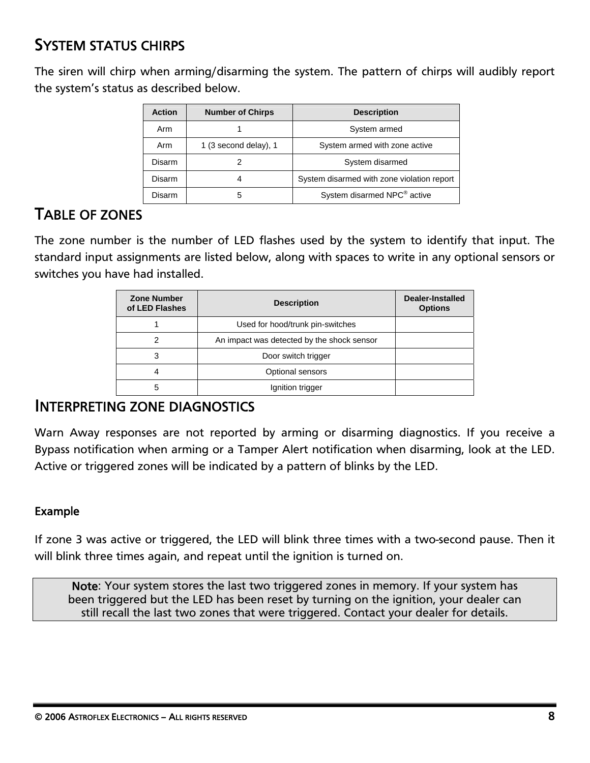## SYSTEM STATUS CHIRPS

The siren will chirp when arming/disarming the system. The pattern of chirps will audibly report the system's status as described below.

| Action | Number of Chirps | Description |
|---|---|---|
| Arm | 1 | System armed |
| Arm | 1 (3 second delay), 1 | System armed with zone active |
| Disarm | 2 | System disarmed |
| Disarm | 4 | System disarmed with zone violation report |
| Disarm | 5 | System disarmed NPC® active |

## TABLE OF ZONES

The zone number is the number of LED flashes used by the system to identify that input. The standard input assignments are listed below, along with spaces to write in any optional sensors or switches you have had installed.

| Zone Number of LED Flashes | Description | Dealer-Installed Options |
|---|---|---|
| 1 | Used for hood/trunk pin-switches | |
| 2 | An impact was detected by the shock sensor | |
| 3 | Door switch trigger | |
| 4 | Optional sensors | |
| 5 | Ignition trigger | |

## INTERPRETING ZONE DIAGNOSTICS

Warn Away responses are not reported by arming or disarming diagnostics. If you receive a Bypass notification when arming or a Tamper Alert notification when disarming, look at the LED. Active or triggered zones will be indicated by a pattern of blinks by the LED.

### Example

If zone 3 was active or triggered, the LED will blink three times with a two-second pause. Then it will blink three times again, and repeat until the ignition is turned on.

**Note**: Your system stores the last two triggered zones in memory. If your system has been triggered but the LED has been reset by turning on the ignition, your dealer can still recall the last two zones that were triggered. Contact your dealer for details.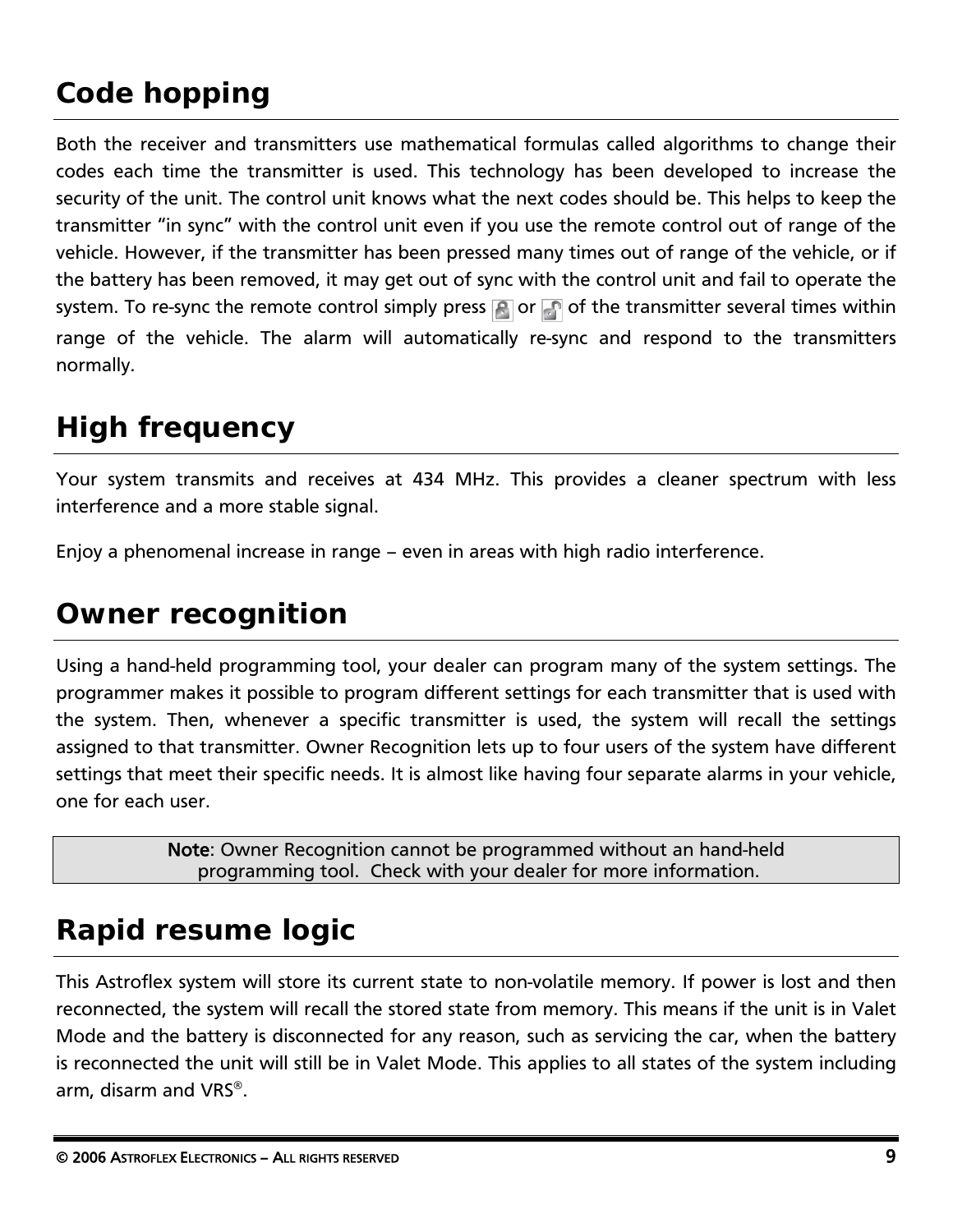## Code hopping

Both the receiver and transmitters use mathematical formulas called algorithms to change their codes each time the transmitter is used. This technology has been developed to increase the security of the unit. The control unit knows what the next codes should be. This helps to keep the transmitter “in sync” with the control unit even if you use the remote control out of range of the vehicle. However, if the transmitter has been pressed many times out of range of the vehicle, or if the battery has been removed, it may get out of sync with the control unit and fail to operate the system. To re-sync the remote control simply press or of the transmitter several times within range of the vehicle. The alarm will automatically re-sync and respond to the transmitters normally.

## High frequency

Your system transmits and receives at 434 MHz. This provides a cleaner spectrum with less interference and a more stable signal.

Enjoy a phenomenal increase in range – even in areas with high radio interference.

## Owner recognition

Using a hand-held programming tool, your dealer can program many of the system settings. The programmer makes it possible to program different settings for each transmitter that is used with the system. Then, whenever a specific transmitter is used, the system will recall the settings assigned to that transmitter. Owner Recognition lets up to four users of the system have different settings that meet their specific needs. It is almost like having four separate alarms in your vehicle, one for each user.

> **Note**: Owner Recognition cannot be programmed without an hand-held programming tool. Check with your dealer for more information.

## Rapid resume logic

This Astroflex system will store its current state to non-volatile memory. If power is lost and then reconnected, the system will recall the stored state from memory. This means if the unit is in Valet Mode and the battery is disconnected for any reason, such as servicing the car, when the battery is reconnected the unit will still be in Valet Mode. This applies to all states of the system including arm, disarm and VRS®.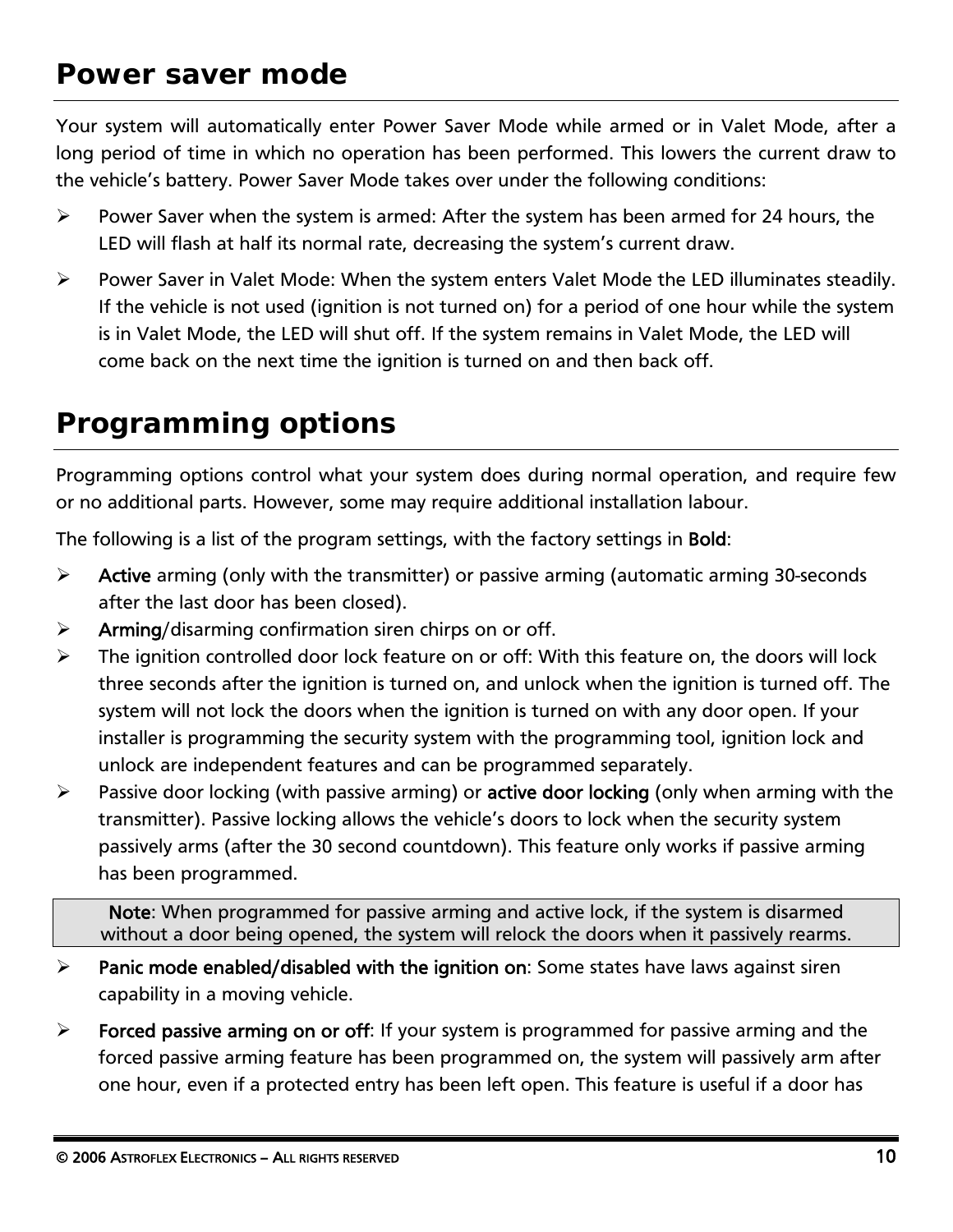## Power saver mode

Your system will automatically enter Power Saver Mode while armed or in Valet Mode, after a long period of time in which no operation has been performed. This lowers the current draw to the vehicle's battery. Power Saver Mode takes over under the following conditions:

- Power Saver when the system is armed: After the system has been armed for 24 hours, the LED will flash at half its normal rate, decreasing the system's current draw.
- Power Saver in Valet Mode: When the system enters Valet Mode the LED illuminates steadily. If the vehicle is not used (ignition is not turned on) for a period of one hour while the system is in Valet Mode, the LED will shut off. If the system remains in Valet Mode, the LED will come back on the next time the ignition is turned on and then back off.

## Programming options

Programming options control what your system does during normal operation, and require few or no additional parts. However, some may require additional installation labour.

The following is a list of the program settings, with the factory settings in **Bold**:

- **Active** arming (only with the transmitter) or passive arming (automatic arming 30-seconds after the last door has been closed).
- **Arming**/disarming confirmation siren chirps on or off.
- The ignition controlled door lock feature on or off: With this feature on, the doors will lock three seconds after the ignition is turned on, and unlock when the ignition is turned off. The system will not lock the doors when the ignition is turned on with any door open. If your installer is programming the security system with the programming tool, ignition lock and unlock are independent features and can be programmed separately.
- Passive door locking (with passive arming) or **active door locking** (only when arming with the transmitter). Passive locking allows the vehicle's doors to lock when the security system passively arms (after the 30 second countdown). This feature only works if passive arming has been programmed.

> **Note**: When programmed for passive arming and active lock, if the system is disarmed without a door being opened, the system will relock the doors when it passively rearms.

- **Panic mode enabled/disabled with the ignition on**: Some states have laws against siren capability in a moving vehicle.
- **Forced passive arming on or off**: If your system is programmed for passive arming and the forced passive arming feature has been programmed on, the system will passively arm after one hour, even if a protected entry has been left open. This feature is useful if a door has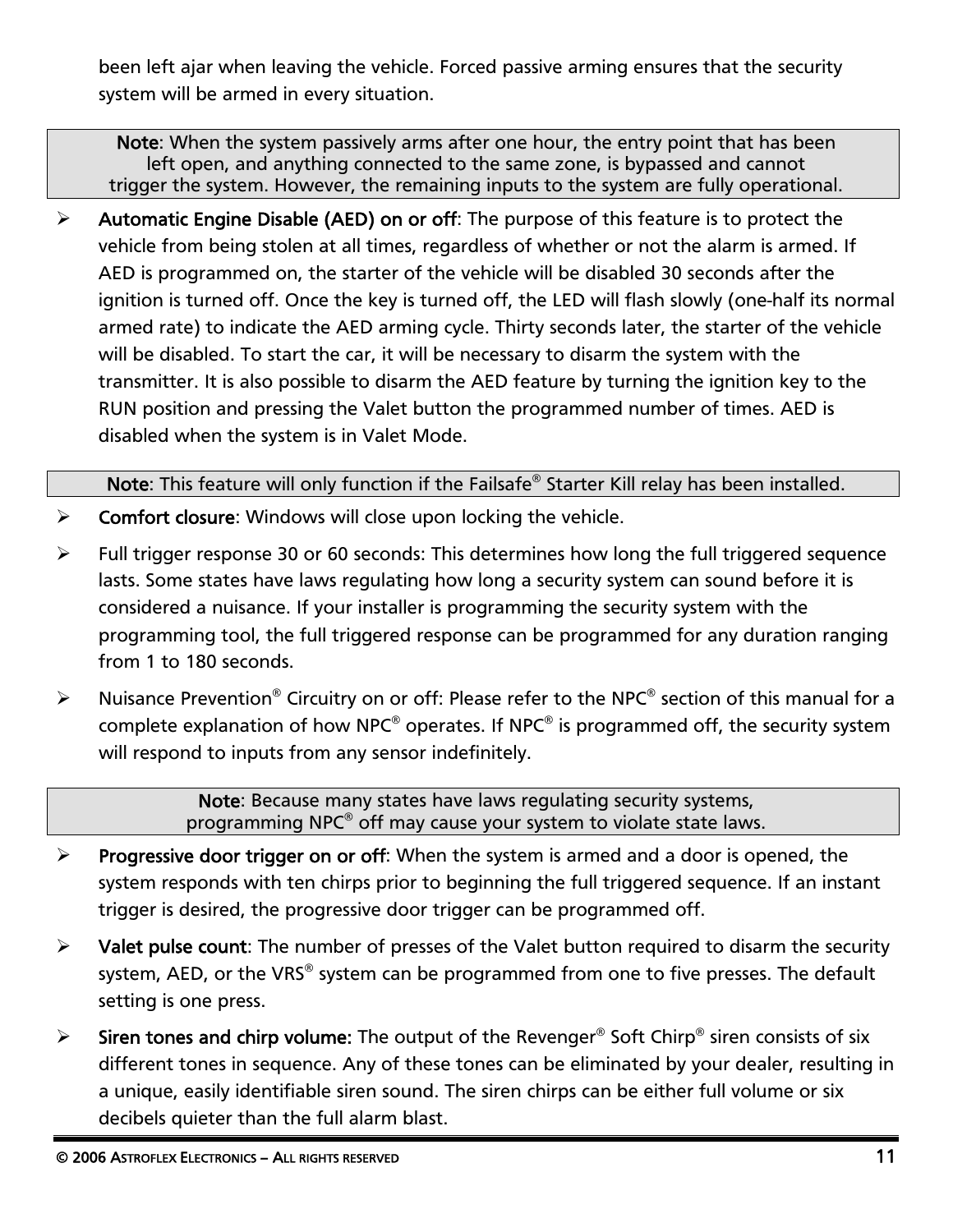been left ajar when leaving the vehicle. Forced passive arming ensures that the security system will be armed in every situation.

> **Note**: When the system passively arms after one hour, the entry point that has been left open, and anything connected to the same zone, is bypassed and cannot trigger the system. However, the remaining inputs to the system are fully operational.

- **Automatic Engine Disable (AED) on or off**: The purpose of this feature is to protect the vehicle from being stolen at all times, regardless of whether or not the alarm is armed. If AED is programmed on, the starter of the vehicle will be disabled 30 seconds after the ignition is turned off. Once the key is turned off, the LED will flash slowly (one-half its normal armed rate) to indicate the AED arming cycle. Thirty seconds later, the starter of the vehicle will be disabled. To start the car, it will be necessary to disarm the system with the transmitter. It is also possible to disarm the AED feature by turning the ignition key to the RUN position and pressing the Valet button the programmed number of times. AED is disabled when the system is in Valet Mode.

> **Note**: This feature will only function if the Failsafe® Starter Kill relay has been installed.

- **Comfort closure**: Windows will close upon locking the vehicle.
- Full trigger response 30 or 60 seconds: This determines how long the full triggered sequence lasts. Some states have laws regulating how long a security system can sound before it is considered a nuisance. If your installer is programming the security system with the programming tool, the full triggered response can be programmed for any duration ranging from 1 to 180 seconds.
- Nuisance Prevention® Circuitry on or off: Please refer to the NPC® section of this manual for a complete explanation of how NPC® operates. If NPC® is programmed off, the security system will respond to inputs from any sensor indefinitely.

> **Note**: Because many states have laws regulating security systems, programming NPC® off may cause your system to violate state laws.

- **Progressive door trigger on or off**: When the system is armed and a door is opened, the system responds with ten chirps prior to beginning the full triggered sequence. If an instant trigger is desired, the progressive door trigger can be programmed off.
- **Valet pulse count**: The number of presses of the Valet button required to disarm the security system, AED, or the VRS® system can be programmed from one to five presses. The default setting is one press.
- **Siren tones and chirp volume:** The output of the Revenger® Soft Chirp® siren consists of six different tones in sequence. Any of these tones can be eliminated by your dealer, resulting in a unique, easily identifiable siren sound. The siren chirps can be either full volume or six decibels quieter than the full alarm blast.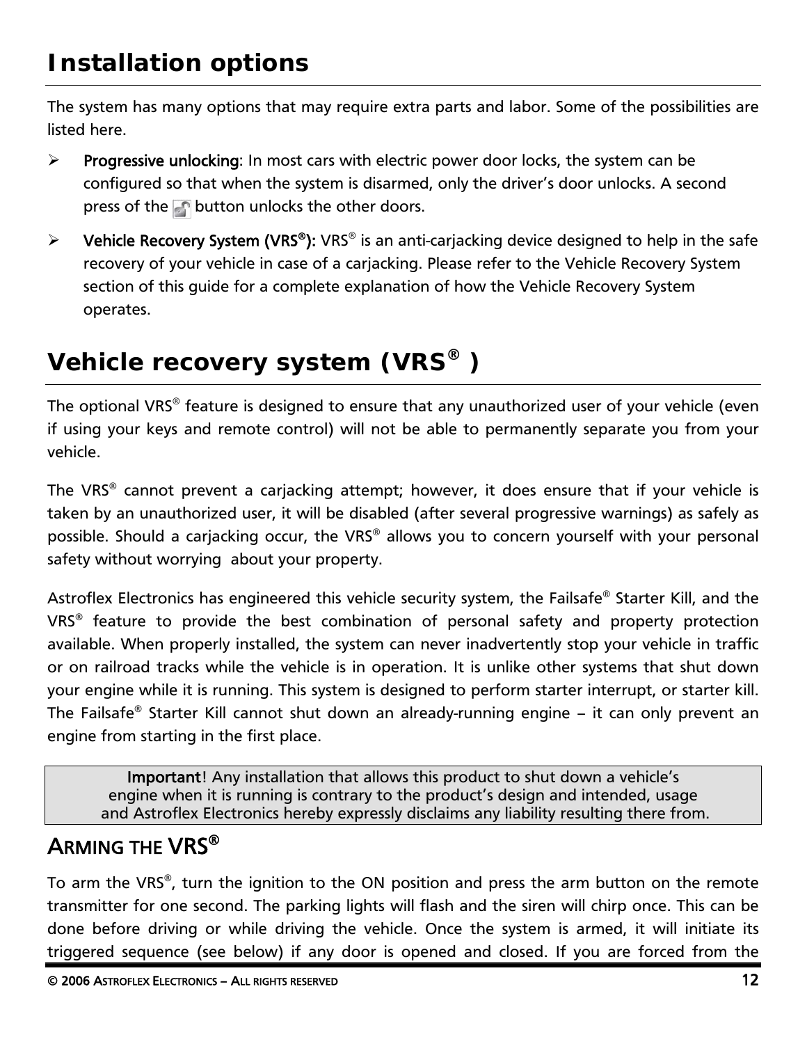# Installation options

The system has many options that may require extra parts and labor. Some of the possibilities are listed here.

- **Progressive unlocking**: In most cars with electric power door locks, the system can be configured so that when the system is disarmed, only the driver's door unlocks. A second press of the button unlocks the other doors.
- **Vehicle Recovery System (VRS®):** VRS® is an anti-carjacking device designed to help in the safe recovery of your vehicle in case of a carjacking. Please refer to the Vehicle Recovery System section of this guide for a complete explanation of how the Vehicle Recovery System operates.

# Vehicle recovery system (VRS® )

The optional VRS® feature is designed to ensure that any unauthorized user of your vehicle (even if using your keys and remote control) will not be able to permanently separate you from your vehicle.

The VRS® cannot prevent a carjacking attempt; however, it does ensure that if your vehicle is taken by an unauthorized user, it will be disabled (after several progressive warnings) as safely as possible. Should a carjacking occur, the VRS® allows you to concern yourself with your personal safety without worrying about your property.

Astroflex Electronics has engineered this vehicle security system, the Failsafe® Starter Kill, and the VRS® feature to provide the best combination of personal safety and property protection available. When properly installed, the system can never inadvertently stop your vehicle in traffic or on railroad tracks while the vehicle is in operation. It is unlike other systems that shut down your engine while it is running. This system is designed to perform starter interrupt, or starter kill. The Failsafe® Starter Kill cannot shut down an already-running engine – it can only prevent an engine from starting in the first place.

| **Important**! Any installation that allows this product to shut down a vehicle's engine when it is running is contrary to the product's design and intended, usage and Astroflex Electronics hereby expressly disclaims any liability resulting there from. |
| --- |

## Arming the VRS®

To arm the VRS®, turn the ignition to the ON position and press the arm button on the remote transmitter for one second. The parking lights will flash and the siren will chirp once. This can be done before driving or while driving the vehicle. Once the system is armed, it will initiate its triggered sequence (see below) if any door is opened and closed. If you are forced from the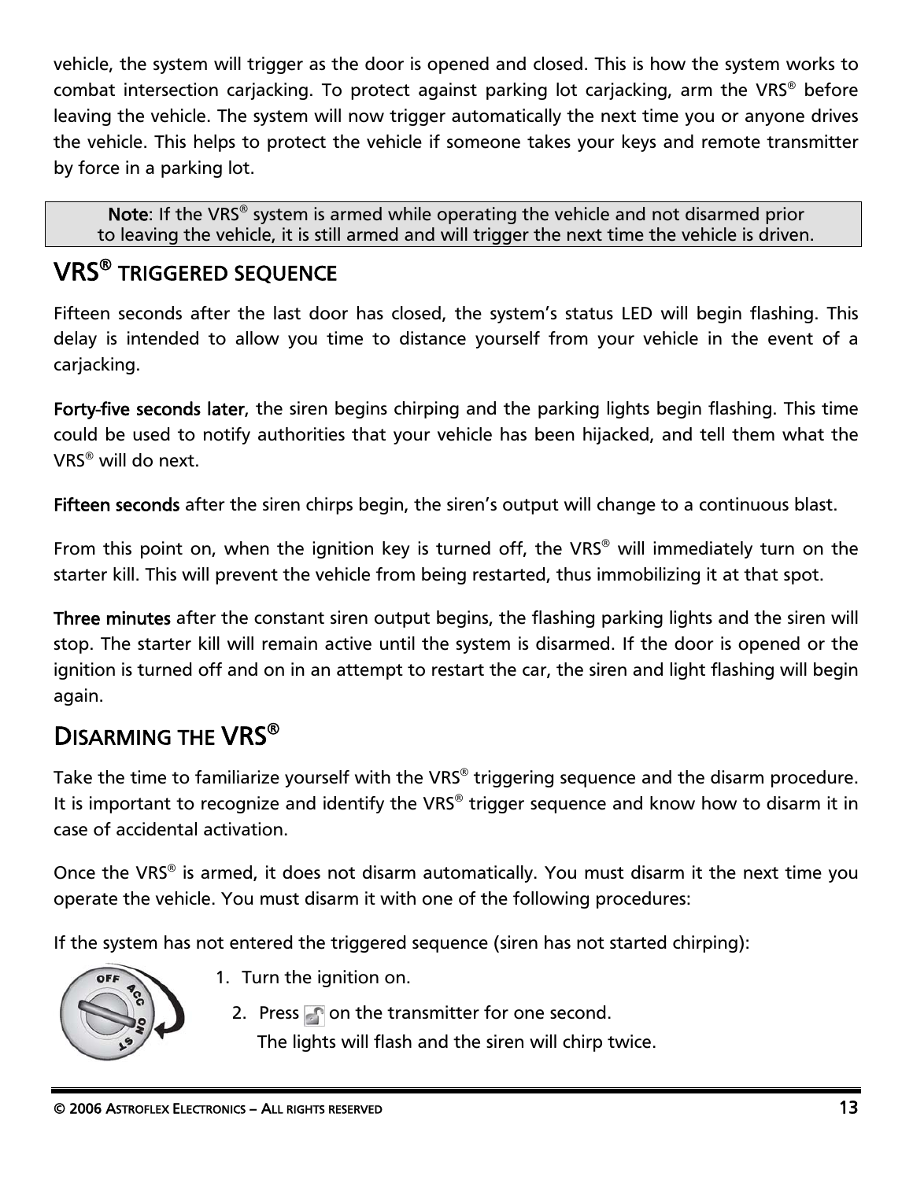vehicle, the system will trigger as the door is opened and closed. This is how the system works to combat intersection carjacking. To protect against parking lot carjacking, arm the VRS® before leaving the vehicle. The system will now trigger automatically the next time you or anyone drives the vehicle. This helps to protect the vehicle if someone takes your keys and remote transmitter by force in a parking lot.

**Note**: If the VRS® system is armed while operating the vehicle and not disarmed prior to leaving the vehicle, it is still armed and will trigger the next time the vehicle is driven.

## VRS® TRIGGERED SEQUENCE

Fifteen seconds after the last door has closed, the system's status LED will begin flashing. This delay is intended to allow you time to distance yourself from your vehicle in the event of a carjacking.

**Forty-five seconds later**, the siren begins chirping and the parking lights begin flashing. This time could be used to notify authorities that your vehicle has been hijacked, and tell them what the VRS® will do next.

**Fifteen seconds** after the siren chirps begin, the siren's output will change to a continuous blast.

From this point on, when the ignition key is turned off, the VRS® will immediately turn on the starter kill. This will prevent the vehicle from being restarted, thus immobilizing it at that spot.

**Three minutes** after the constant siren output begins, the flashing parking lights and the siren will stop. The starter kill will remain active until the system is disarmed. If the door is opened or the ignition is turned off and on in an attempt to restart the car, the siren and light flashing will begin again.

## DISARMING THE VRS®

Take the time to familiarize yourself with the VRS® triggering sequence and the disarm procedure. It is important to recognize and identify the VRS® trigger sequence and know how to disarm it in case of accidental activation.

Once the VRS® is armed, it does not disarm automatically. You must disarm it the next time you operate the vehicle. You must disarm it with one of the following procedures:

If the system has not entered the triggered sequence (siren has not started chirping):

1. Turn the ignition on.
2. Press [unlock] on the transmitter for one second.
   The lights will flash and the siren will chirp twice.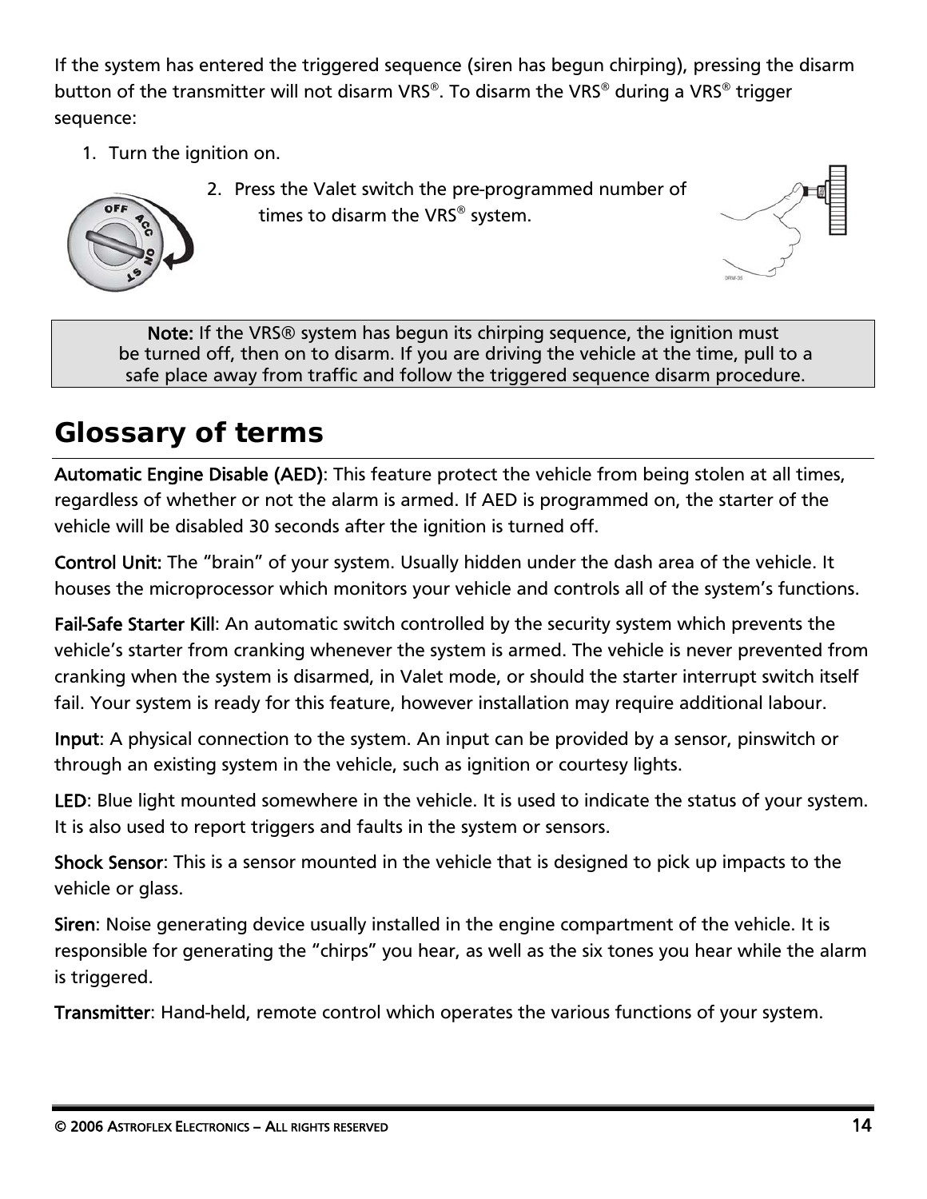If the system has entered the triggered sequence (siren has begun chirping), pressing the disarm button of the transmitter will not disarm VRS®. To disarm the VRS® during a VRS® trigger sequence:

1. Turn the ignition on.
2. Press the Valet switch the pre-programmed number of times to disarm the VRS® system.

**Note:** If the VRS® system has begun its chirping sequence, the ignition must be turned off, then on to disarm. If you are driving the vehicle at the time, pull to a safe place away from traffic and follow the triggered sequence disarm procedure.

# Glossary of terms

**Automatic Engine Disable (AED)**: This feature protect the vehicle from being stolen at all times, regardless of whether or not the alarm is armed. If AED is programmed on, the starter of the vehicle will be disabled 30 seconds after the ignition is turned off.

**Control Unit:** The "brain" of your system. Usually hidden under the dash area of the vehicle. It houses the microprocessor which monitors your vehicle and controls all of the system's functions.

**Fail-Safe Starter Kill**: An automatic switch controlled by the security system which prevents the vehicle's starter from cranking whenever the system is armed. The vehicle is never prevented from cranking when the system is disarmed, in Valet mode, or should the starter interrupt switch itself fail. Your system is ready for this feature, however installation may require additional labour.

**Input**: A physical connection to the system. An input can be provided by a sensor, pinswitch or through an existing system in the vehicle, such as ignition or courtesy lights.

**LED**: Blue light mounted somewhere in the vehicle. It is used to indicate the status of your system. It is also used to report triggers and faults in the system or sensors.

**Shock Sensor**: This is a sensor mounted in the vehicle that is designed to pick up impacts to the vehicle or glass.

**Siren**: Noise generating device usually installed in the engine compartment of the vehicle. It is responsible for generating the "chirps" you hear, as well as the six tones you hear while the alarm is triggered.

**Transmitter**: Hand-held, remote control which operates the various functions of your system.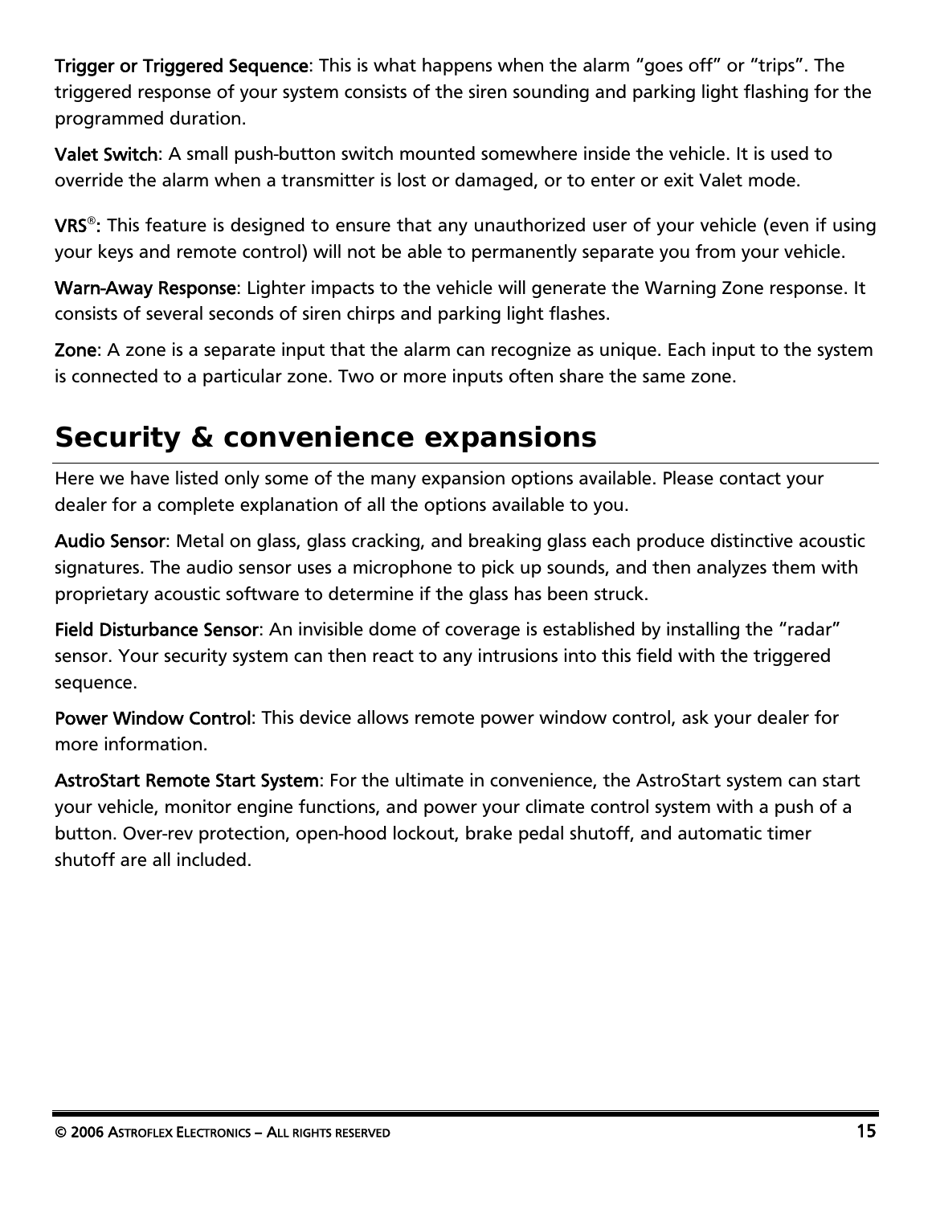**Trigger or Triggered Sequence**: This is what happens when the alarm “goes off” or “trips”. The triggered response of your system consists of the siren sounding and parking light flashing for the programmed duration.

**Valet Switch**: A small push-button switch mounted somewhere inside the vehicle. It is used to override the alarm when a transmitter is lost or damaged, or to enter or exit Valet mode.

**VRS®:** This feature is designed to ensure that any unauthorized user of your vehicle (even if using your keys and remote control) will not be able to permanently separate you from your vehicle.

**Warn-Away Response**: Lighter impacts to the vehicle will generate the Warning Zone response. It consists of several seconds of siren chirps and parking light flashes.

**Zone**: A zone is a separate input that the alarm can recognize as unique. Each input to the system is connected to a particular zone. Two or more inputs often share the same zone.

# Security & convenience expansions

Here we have listed only some of the many expansion options available. Please contact your dealer for a complete explanation of all the options available to you.

**Audio Sensor**: Metal on glass, glass cracking, and breaking glass each produce distinctive acoustic signatures. The audio sensor uses a microphone to pick up sounds, and then analyzes them with proprietary acoustic software to determine if the glass has been struck.

**Field Disturbance Sensor**: An invisible dome of coverage is established by installing the ”radar” sensor. Your security system can then react to any intrusions into this field with the triggered sequence.

**Power Window Control**: This device allows remote power window control, ask your dealer for more information.

**AstroStart Remote Start System**: For the ultimate in convenience, the AstroStart system can start your vehicle, monitor engine functions, and power your climate control system with a push of a button. Over-rev protection, open-hood lockout, brake pedal shutoff, and automatic timer shutoff are all included.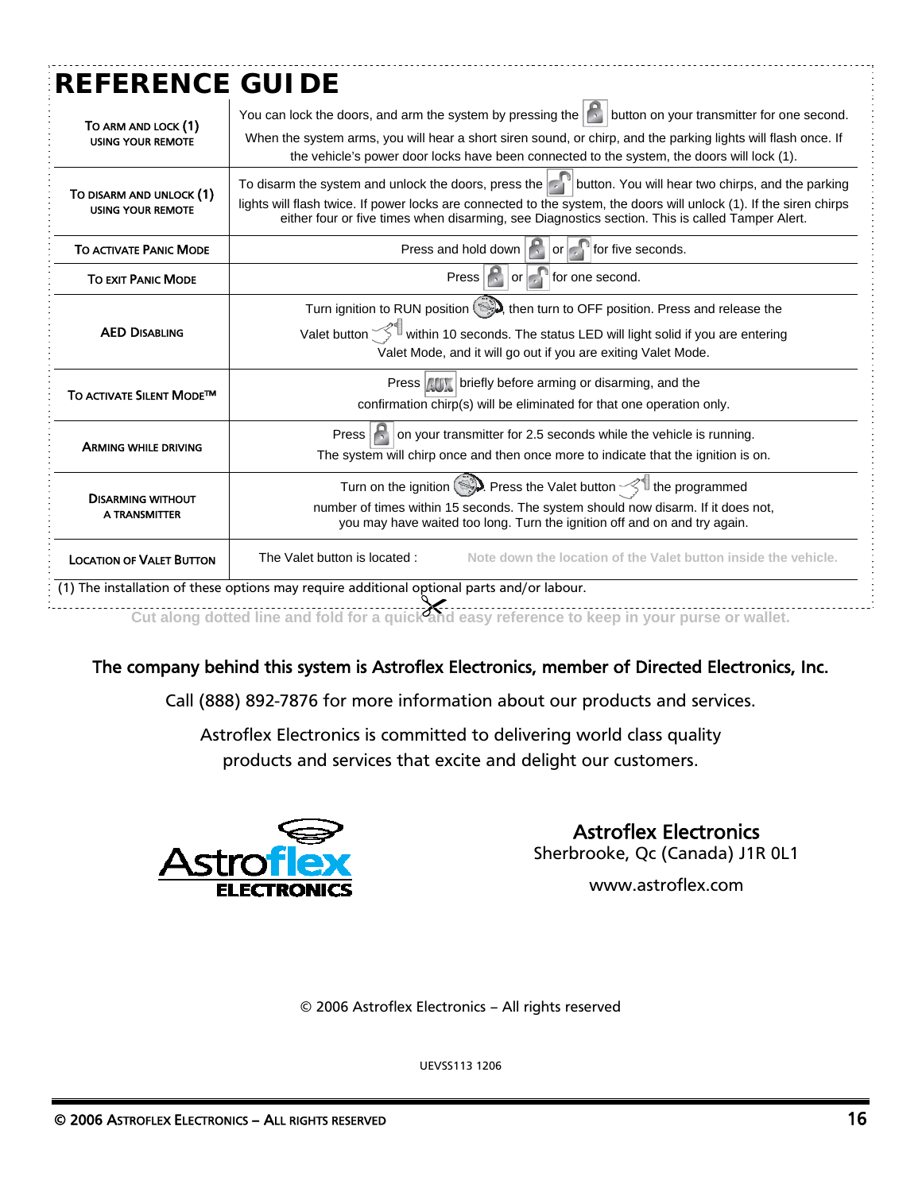# REFERENCE GUIDE

| | |
|---|---|
| TO ARM AND LOCK (1) USING YOUR REMOTE | You can lock the doors, and arm the system by pressing the button on your transmitter for one second. When the system arms, you will hear a short siren sound, or chirp, and the parking lights will flash once. If the vehicle's power door locks have been connected to the system, the doors will lock (1). |
| TO DISARM AND UNLOCK (1) USING YOUR REMOTE | To disarm the system and unlock the doors, press the button. You will hear two chirps, and the parking lights will flash twice. If power locks are connected to the system, the doors will unlock (1). If the siren chirps either four or five times when disarming, see Diagnostics section. This is called Tamper Alert. |
| TO ACTIVATE PANIC MODE | Press and hold down or for five seconds. |
| TO EXIT PANIC MODE | Press or for one second. |
| AED DISABLING | Turn ignition to RUN position , then turn to OFF position. Press and release the Valet button within 10 seconds. The status LED will light solid if you are entering Valet Mode, and it will go out if you are exiting Valet Mode. |
| TO ACTIVATE SILENT MODE™ | Press AUX briefly before arming or disarming, and the confirmation chirp(s) will be eliminated for that one operation only. |
| ARMING WHILE DRIVING | Press on your transmitter for 2.5 seconds while the vehicle is running. The system will chirp once and then once more to indicate that the ignition is on. |
| DISARMING WITHOUT A TRANSMITTER | Turn on the ignition . Press the Valet button the programmed number of times within 15 seconds. The system should now disarm. If it does not, you may have waited too long. Turn the ignition off and on and try again. |
| LOCATION OF VALET BUTTON | The Valet button is located : Note down the location of the Valet button inside the vehicle. |

(1) The installation of these options may require additional optional parts and/or labour.

Cut along dotted line and fold for a quick and easy reference to keep in your purse or wallet.

**The company behind this system is Astroflex Electronics, member of Directed Electronics, Inc.**

Call (888) 892-7876 for more information about our products and services.

Astroflex Electronics is committed to delivering world class quality products and services that excite and delight our customers.

Astroflex ELECTRONICS

**Astroflex Electronics**
Sherbrooke, Qc (Canada) J1R 0L1

www.astroflex.com

© 2006 Astroflex Electronics – All rights reserved

UEVSS113 1206